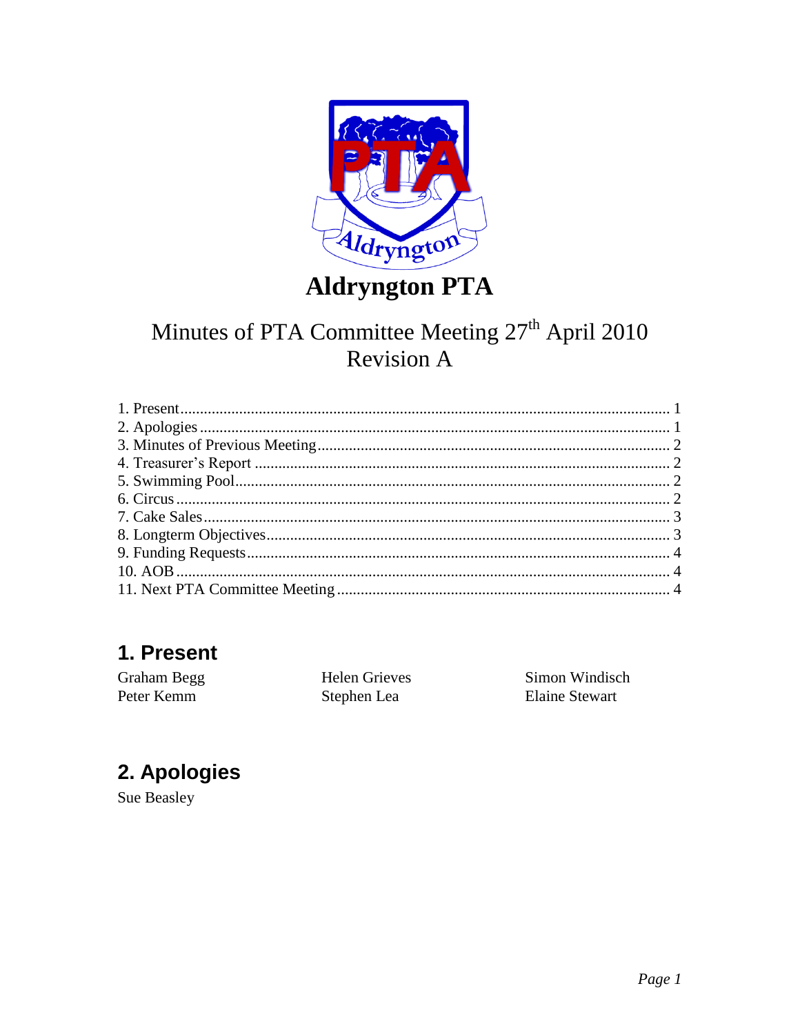# Aldryngton PTA

## Minutes of PTA Committee Meeting 27th April 2010
## Revision A

1. Present ............ 1
2. Apologies ............ 1
3. Minutes of Previous Meeting ............ 2
4. Treasurer's Report ............ 2
5. Swimming Pool ............ 2
6. Circus ............ 2
7. Cake Sales ............ 3
8. Longterm Objectives ............ 3
9. Funding Requests ............ 4
10. AOB ............ 4
11. Next PTA Committee Meeting ............ 4

## 1. Present

Graham Begg
Peter Kemm
Helen Grieves
Stephen Lea
Simon Windisch
Elaine Stewart

## 2. Apologies

Sue Beasley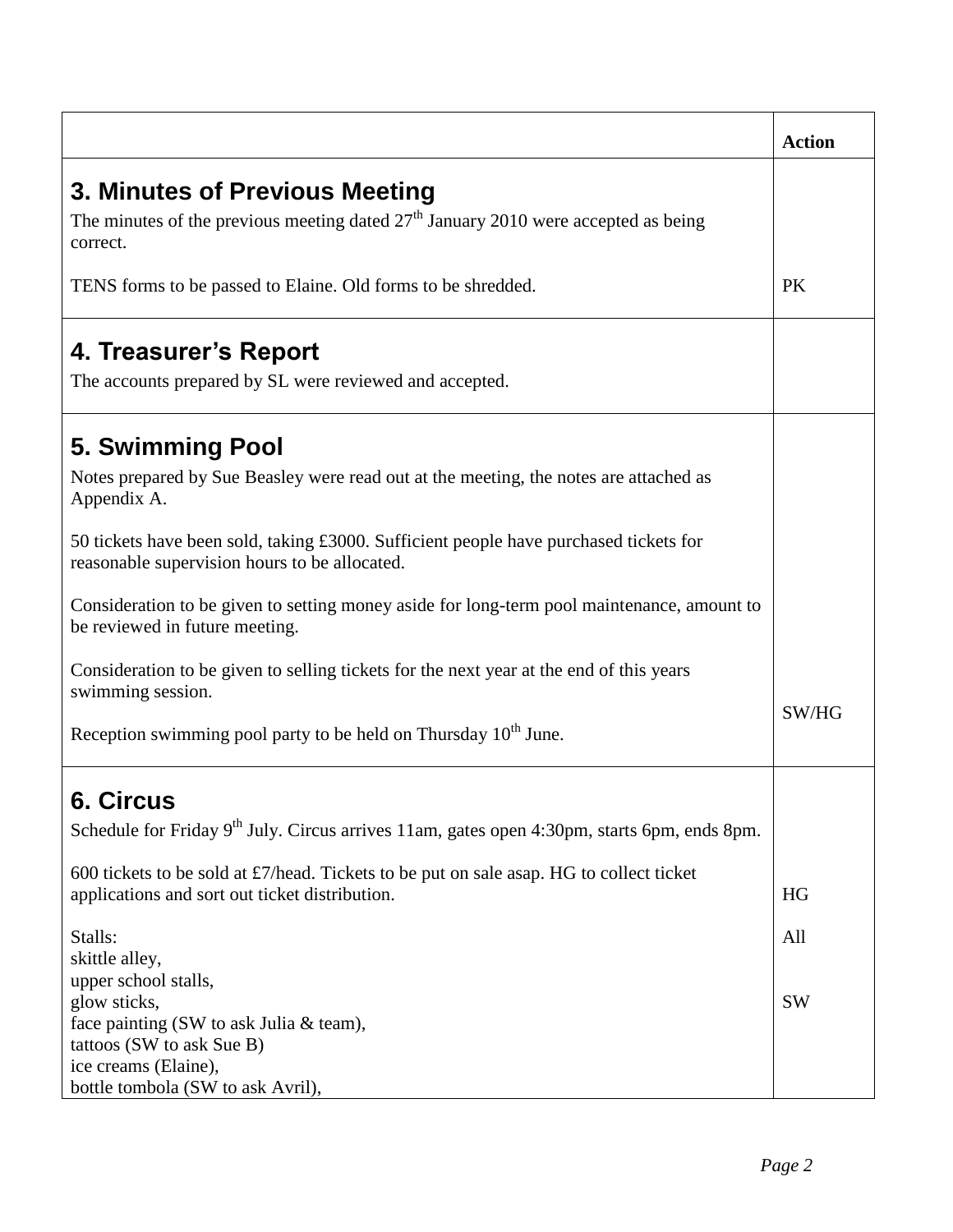| | Action |
|---|---|
| **3. Minutes of Previous Meeting**<br>The minutes of the previous meeting dated 27th January 2010 were accepted as being correct.<br><br>TENS forms to be passed to Elaine. Old forms to be shredded. | <br><br><br><br>PK |
| **4. Treasurer's Report**<br>The accounts prepared by SL were reviewed and accepted. | |
| **5. Swimming Pool**<br>Notes prepared by Sue Beasley were read out at the meeting, the notes are attached as Appendix A.<br><br>50 tickets have been sold, taking £3000. Sufficient people have purchased tickets for reasonable supervision hours to be allocated.<br><br>Consideration to be given to setting money aside for long-term pool maintenance, amount to be reviewed in future meeting.<br><br>Consideration to be given to selling tickets for the next year at the end of this years swimming session.<br><br>Reception swimming pool party to be held on Thursday 10th June. | <br><br><br><br><br><br><br><br><br><br>SW/HG |
| **6. Circus**<br>Schedule for Friday 9th July. Circus arrives 11am, gates open 4:30pm, starts 6pm, ends 8pm.<br><br>600 tickets to be sold at £7/head. Tickets to be put on sale asap. HG to collect ticket applications and sort out ticket distribution.<br><br>Stalls:<br>skittle alley,<br>upper school stalls,<br>glow sticks,<br>face painting (SW to ask Julia & team),<br>tattoos (SW to ask Sue B)<br>ice creams (Elaine),<br>bottle tombola (SW to ask Avril), | <br><br><br><br>HG<br><br>All<br><br><br>SW |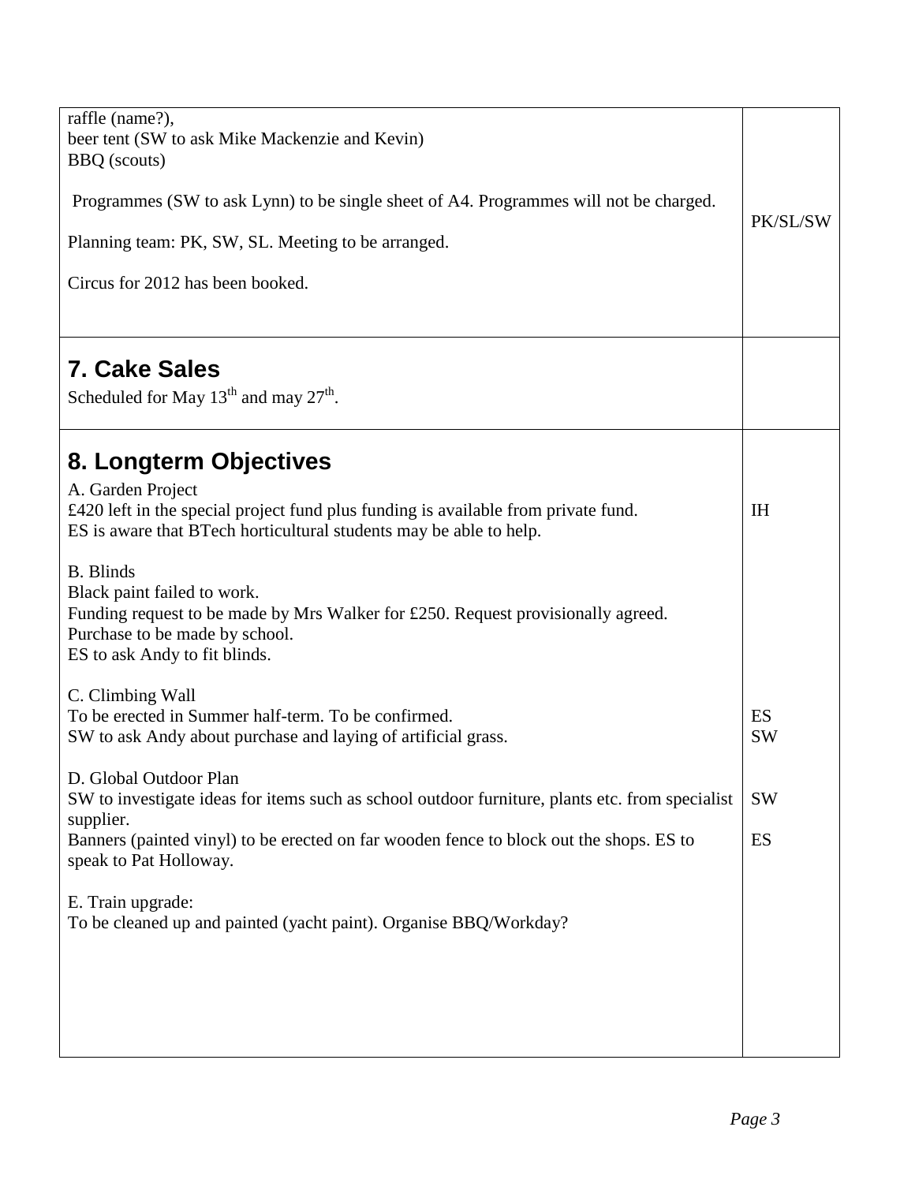| | |
|---|---|
| raffle (name?),<br>beer tent (SW to ask Mike Mackenzie and Kevin)<br>BBQ (scouts)<br><br>Programmes (SW to ask Lynn) to be single sheet of A4. Programmes will not be charged.<br><br>Planning team: PK, SW, SL. Meeting to be arranged.<br><br>Circus for 2012 has been booked. | PK/SL/SW |
| **7. Cake Sales**<br>Scheduled for May 13th and may 27th. | |
| **8. Longterm Objectives**<br>A. Garden Project<br>£420 left in the special project fund plus funding is available from private fund.<br>ES is aware that BTech horticultural students may be able to help.<br><br>B. Blinds<br>Black paint failed to work.<br>Funding request to be made by Mrs Walker for £250. Request provisionally agreed.<br>Purchase to be made by school.<br>ES to ask Andy to fit blinds.<br><br>C. Climbing Wall<br>To be erected in Summer half-term. To be confirmed.<br>SW to ask Andy about purchase and laying of artificial grass.<br><br>D. Global Outdoor Plan<br>SW to investigate ideas for items such as school outdoor furniture, plants etc. from specialist supplier.<br>Banners (painted vinyl) to be erected on far wooden fence to block out the shops. ES to speak to Pat Holloway.<br><br>E. Train upgrade:<br>To be cleaned up and painted (yacht paint). Organise BBQ/Workday? | IH<br><br><br><br><br><br><br><br><br><br>ES<br>SW<br><br><br>SW<br><br>ES |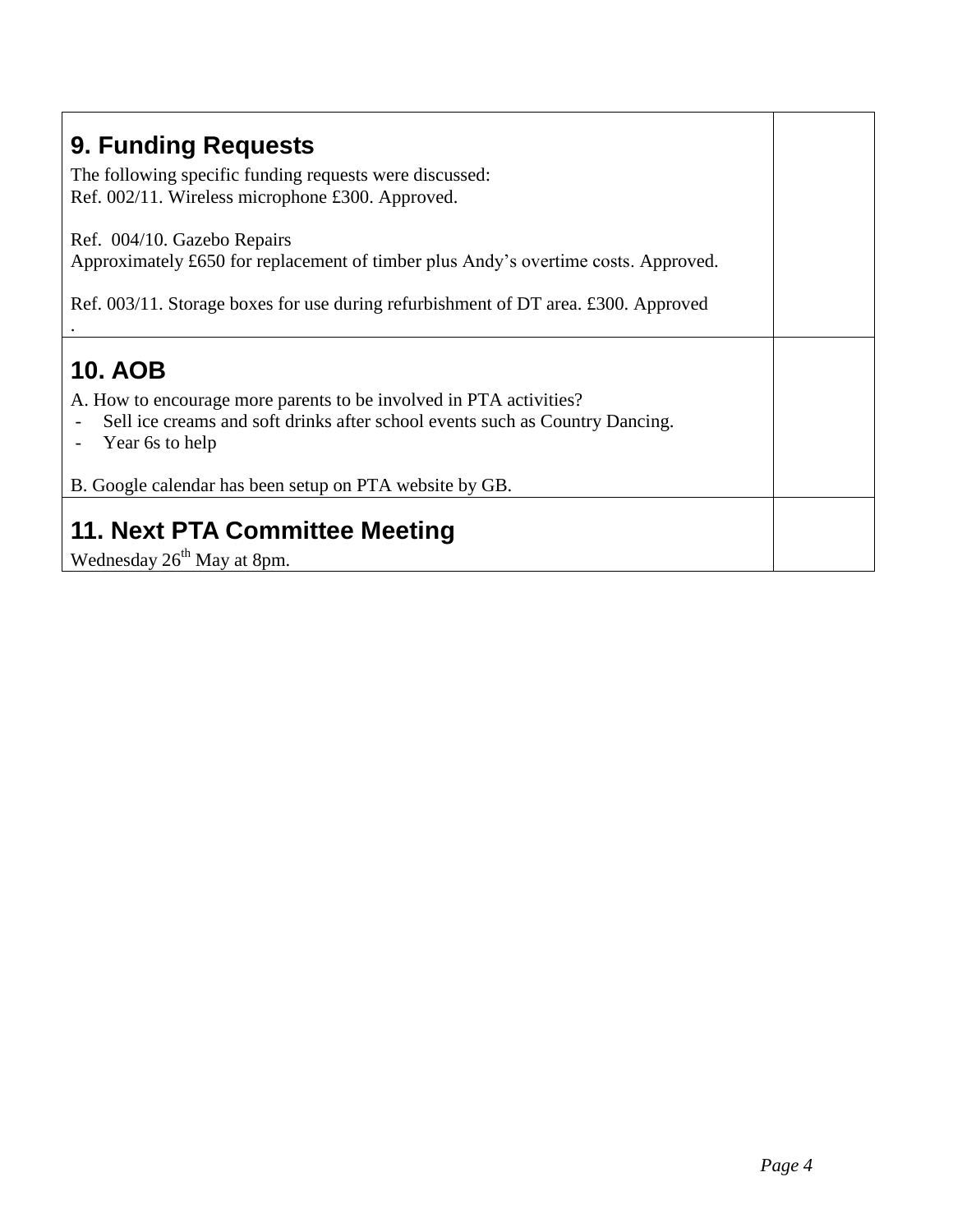## 9. Funding Requests

The following specific funding requests were discussed:
Ref. 002/11. Wireless microphone £300. Approved.

Ref. 004/10. Gazebo Repairs
Approximately £650 for replacement of timber plus Andy's overtime costs. Approved.

Ref. 003/11. Storage boxes for use during refurbishment of DT area. £300. Approved
.

## 10. AOB

A. How to encourage more parents to be involved in PTA activities?

- Sell ice creams and soft drinks after school events such as Country Dancing.
- Year 6s to help

B. Google calendar has been setup on PTA website by GB.

## 11. Next PTA Committee Meeting

Wednesday 26th May at 8pm.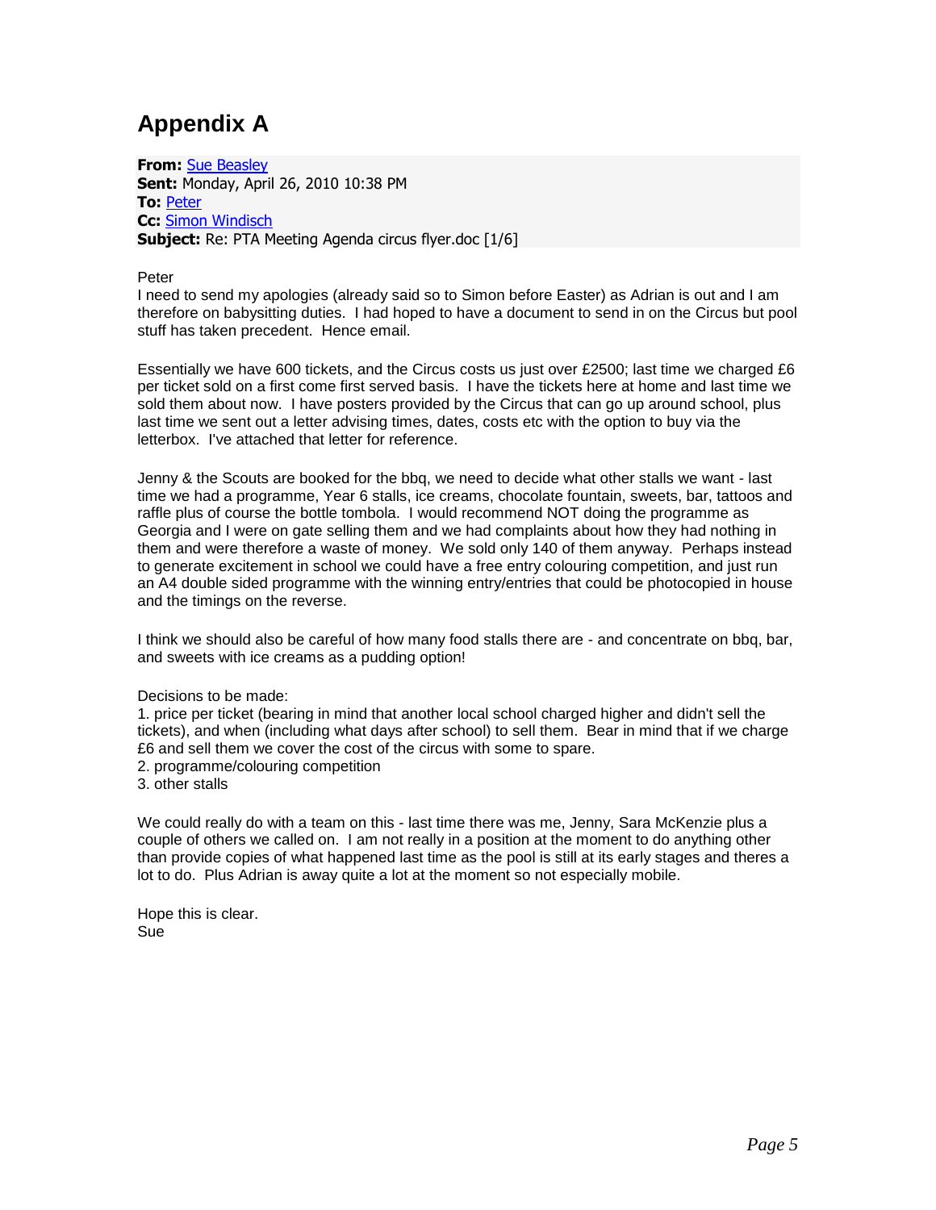# Appendix A

**From:** Sue Beasley
**Sent:** Monday, April 26, 2010 10:38 PM
**To:** Peter
**Cc:** Simon Windisch
**Subject:** Re: PTA Meeting Agenda circus flyer.doc [1/6]

Peter
I need to send my apologies (already said so to Simon before Easter) as Adrian is out and I am therefore on babysitting duties. I had hoped to have a document to send in on the Circus but pool stuff has taken precedent. Hence email.

Essentially we have 600 tickets, and the Circus costs us just over £2500; last time we charged £6 per ticket sold on a first come first served basis. I have the tickets here at home and last time we sold them about now. I have posters provided by the Circus that can go up around school, plus last time we sent out a letter advising times, dates, costs etc with the option to buy via the letterbox. I've attached that letter for reference.

Jenny & the Scouts are booked for the bbq, we need to decide what other stalls we want - last time we had a programme, Year 6 stalls, ice creams, chocolate fountain, sweets, bar, tattoos and raffle plus of course the bottle tombola. I would recommend NOT doing the programme as Georgia and I were on gate selling them and we had complaints about how they had nothing in them and were therefore a waste of money. We sold only 140 of them anyway. Perhaps instead to generate excitement in school we could have a free entry colouring competition, and just run an A4 double sided programme with the winning entry/entries that could be photocopied in house and the timings on the reverse.

I think we should also be careful of how many food stalls there are - and concentrate on bbq, bar, and sweets with ice creams as a pudding option!

Decisions to be made:
1. price per ticket (bearing in mind that another local school charged higher and didn't sell the tickets), and when (including what days after school) to sell them. Bear in mind that if we charge £6 and sell them we cover the cost of the circus with some to spare.
2. programme/colouring competition
3. other stalls

We could really do with a team on this - last time there was me, Jenny, Sara McKenzie plus a couple of others we called on. I am not really in a position at the moment to do anything other than provide copies of what happened last time as the pool is still at its early stages and theres a lot to do. Plus Adrian is away quite a lot at the moment so not especially mobile.

Hope this is clear.
Sue